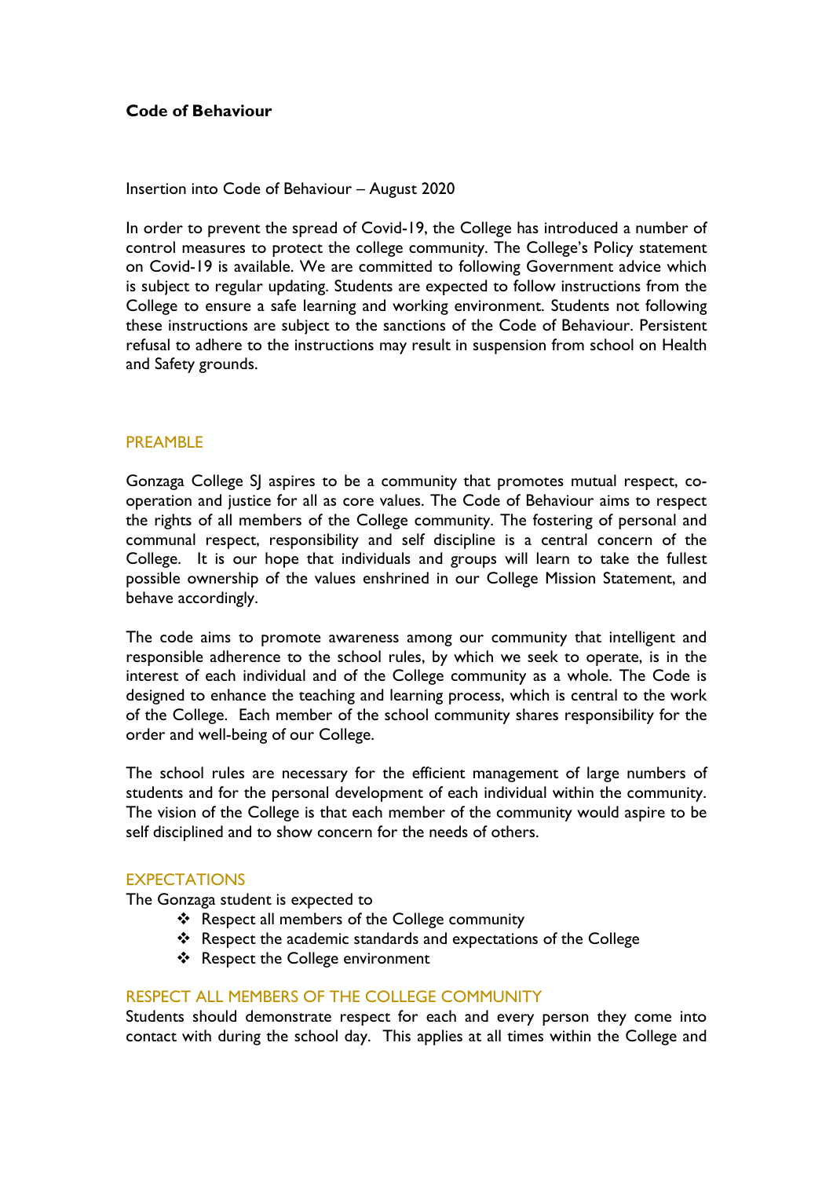# Code of Behaviour

Insertion into Code of Behaviour – August 2020

In order to prevent the spread of Covid-19, the College has introduced a number of control measures to protect the college community. The College's Policy statement on Covid-19 is available. We are committed to following Government advice which is subject to regular updating. Students are expected to follow instructions from the College to ensure a safe learning and working environment. Students not following these instructions are subject to the sanctions of the Code of Behaviour. Persistent refusal to adhere to the instructions may result in suspension from school on Health and Safety grounds.

## PREAMBLE

Gonzaga College SJ aspires to be a community that promotes mutual respect, co-operation and justice for all as core values. The Code of Behaviour aims to respect the rights of all members of the College community. The fostering of personal and communal respect, responsibility and self discipline is a central concern of the College. It is our hope that individuals and groups will learn to take the fullest possible ownership of the values enshrined in our College Mission Statement, and behave accordingly.

The code aims to promote awareness among our community that intelligent and responsible adherence to the school rules, by which we seek to operate, is in the interest of each individual and of the College community as a whole. The Code is designed to enhance the teaching and learning process, which is central to the work of the College. Each member of the school community shares responsibility for the order and well-being of our College.

The school rules are necessary for the efficient management of large numbers of students and for the personal development of each individual within the community. The vision of the College is that each member of the community would aspire to be self disciplined and to show concern for the needs of others.

## EXPECTATIONS

The Gonzaga student is expected to

- Respect all members of the College community
- Respect the academic standards and expectations of the College
- Respect the College environment

## RESPECT ALL MEMBERS OF THE COLLEGE COMMUNITY

Students should demonstrate respect for each and every person they come into contact with during the school day. This applies at all times within the College and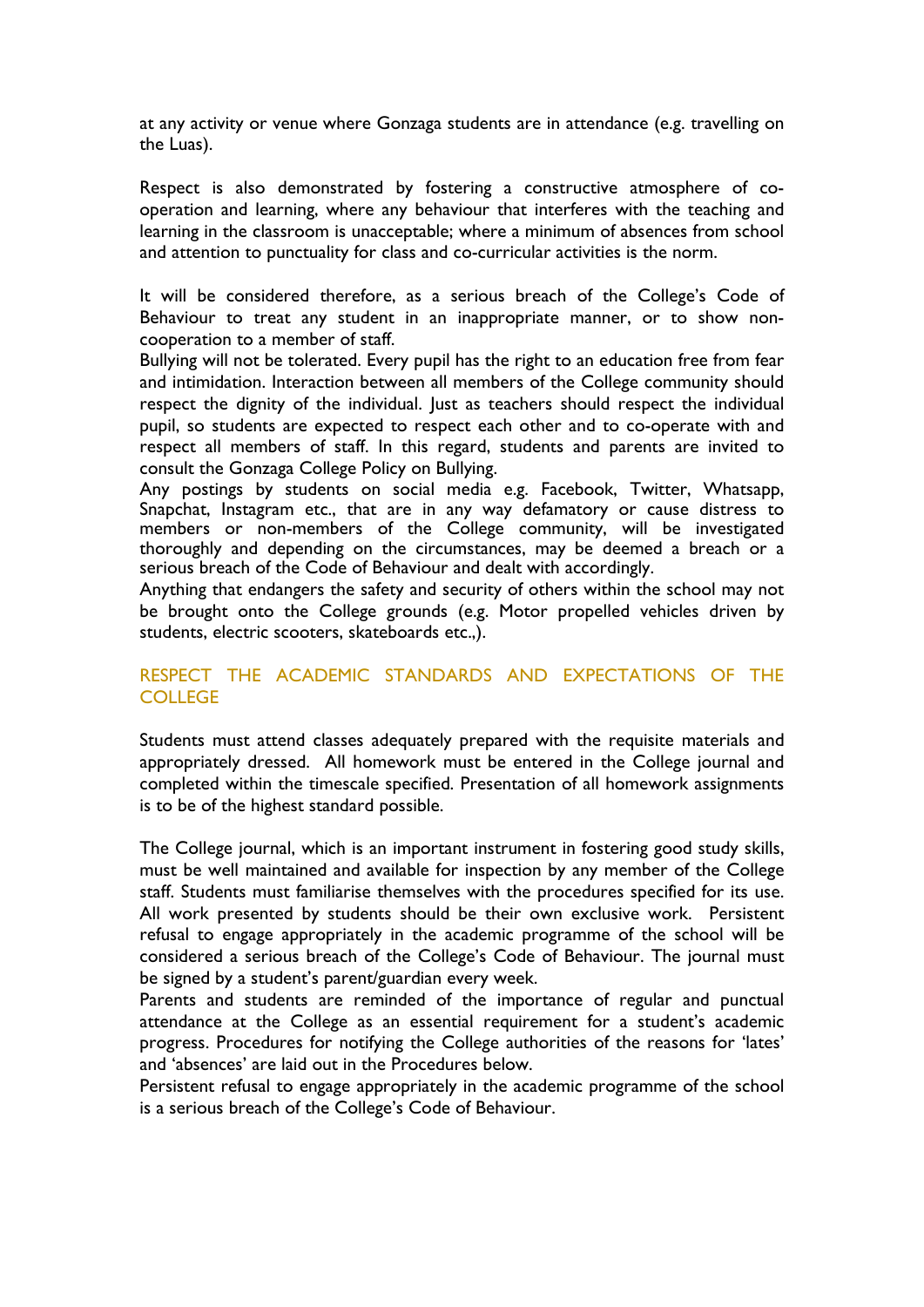at any activity or venue where Gonzaga students are in attendance (e.g. travelling on the Luas).

Respect is also demonstrated by fostering a constructive atmosphere of co-operation and learning, where any behaviour that interferes with the teaching and learning in the classroom is unacceptable; where a minimum of absences from school and attention to punctuality for class and co-curricular activities is the norm.

It will be considered therefore, as a serious breach of the College's Code of Behaviour to treat any student in an inappropriate manner, or to show non-cooperation to a member of staff.

Bullying will not be tolerated. Every pupil has the right to an education free from fear and intimidation. Interaction between all members of the College community should respect the dignity of the individual. Just as teachers should respect the individual pupil, so students are expected to respect each other and to co-operate with and respect all members of staff. In this regard, students and parents are invited to consult the Gonzaga College Policy on Bullying.

Any postings by students on social media e.g. Facebook, Twitter, Whatsapp, Snapchat, Instagram etc., that are in any way defamatory or cause distress to members or non-members of the College community, will be investigated thoroughly and depending on the circumstances, may be deemed a breach or a serious breach of the Code of Behaviour and dealt with accordingly.

Anything that endangers the safety and security of others within the school may not be brought onto the College grounds (e.g. Motor propelled vehicles driven by students, electric scooters, skateboards etc.,).

## RESPECT THE ACADEMIC STANDARDS AND EXPECTATIONS OF THE COLLEGE

Students must attend classes adequately prepared with the requisite materials and appropriately dressed. All homework must be entered in the College journal and completed within the timescale specified. Presentation of all homework assignments is to be of the highest standard possible.

The College journal, which is an important instrument in fostering good study skills, must be well maintained and available for inspection by any member of the College staff. Students must familiarise themselves with the procedures specified for its use. All work presented by students should be their own exclusive work. Persistent refusal to engage appropriately in the academic programme of the school will be considered a serious breach of the College's Code of Behaviour. The journal must be signed by a student's parent/guardian every week.

Parents and students are reminded of the importance of regular and punctual attendance at the College as an essential requirement for a student's academic progress. Procedures for notifying the College authorities of the reasons for 'lates' and 'absences' are laid out in the Procedures below.

Persistent refusal to engage appropriately in the academic programme of the school is a serious breach of the College's Code of Behaviour.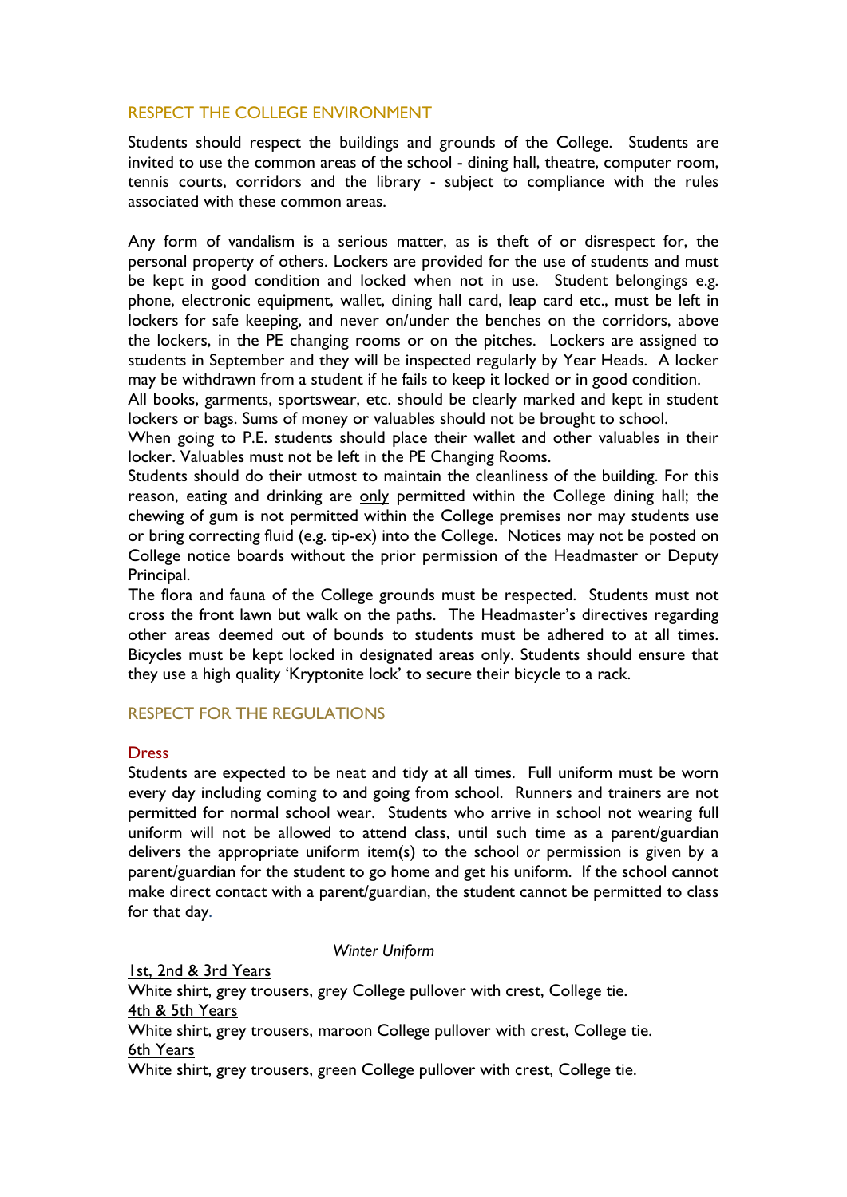## RESPECT THE COLLEGE ENVIRONMENT

Students should respect the buildings and grounds of the College. Students are invited to use the common areas of the school - dining hall, theatre, computer room, tennis courts, corridors and the library - subject to compliance with the rules associated with these common areas.

Any form of vandalism is a serious matter, as is theft of or disrespect for, the personal property of others. Lockers are provided for the use of students and must be kept in good condition and locked when not in use. Student belongings e.g. phone, electronic equipment, wallet, dining hall card, leap card etc., must be left in lockers for safe keeping, and never on/under the benches on the corridors, above the lockers, in the PE changing rooms or on the pitches. Lockers are assigned to students in September and they will be inspected regularly by Year Heads. A locker may be withdrawn from a student if he fails to keep it locked or in good condition.

All books, garments, sportswear, etc. should be clearly marked and kept in student lockers or bags. Sums of money or valuables should not be brought to school.

When going to P.E. students should place their wallet and other valuables in their locker. Valuables must not be left in the PE Changing Rooms.

Students should do their utmost to maintain the cleanliness of the building. For this reason, eating and drinking are only permitted within the College dining hall; the chewing of gum is not permitted within the College premises nor may students use or bring correcting fluid (e.g. tip-ex) into the College. Notices may not be posted on College notice boards without the prior permission of the Headmaster or Deputy Principal.

The flora and fauna of the College grounds must be respected. Students must not cross the front lawn but walk on the paths. The Headmaster's directives regarding other areas deemed out of bounds to students must be adhered to at all times. Bicycles must be kept locked in designated areas only. Students should ensure that they use a high quality 'Kryptonite lock' to secure their bicycle to a rack.

## RESPECT FOR THE REGULATIONS

### Dress

Students are expected to be neat and tidy at all times. Full uniform must be worn every day including coming to and going from school. Runners and trainers are not permitted for normal school wear. Students who arrive in school not wearing full uniform will not be allowed to attend class, until such time as a parent/guardian delivers the appropriate uniform item(s) to the school *or* permission is given by a parent/guardian for the student to go home and get his uniform. If the school cannot make direct contact with a parent/guardian, the student cannot be permitted to class for that day.

*Winter Uniform*

1st, 2nd & 3rd Years

White shirt, grey trousers, grey College pullover with crest, College tie.

4th & 5th Years

White shirt, grey trousers, maroon College pullover with crest, College tie.

6th Years

White shirt, grey trousers, green College pullover with crest, College tie.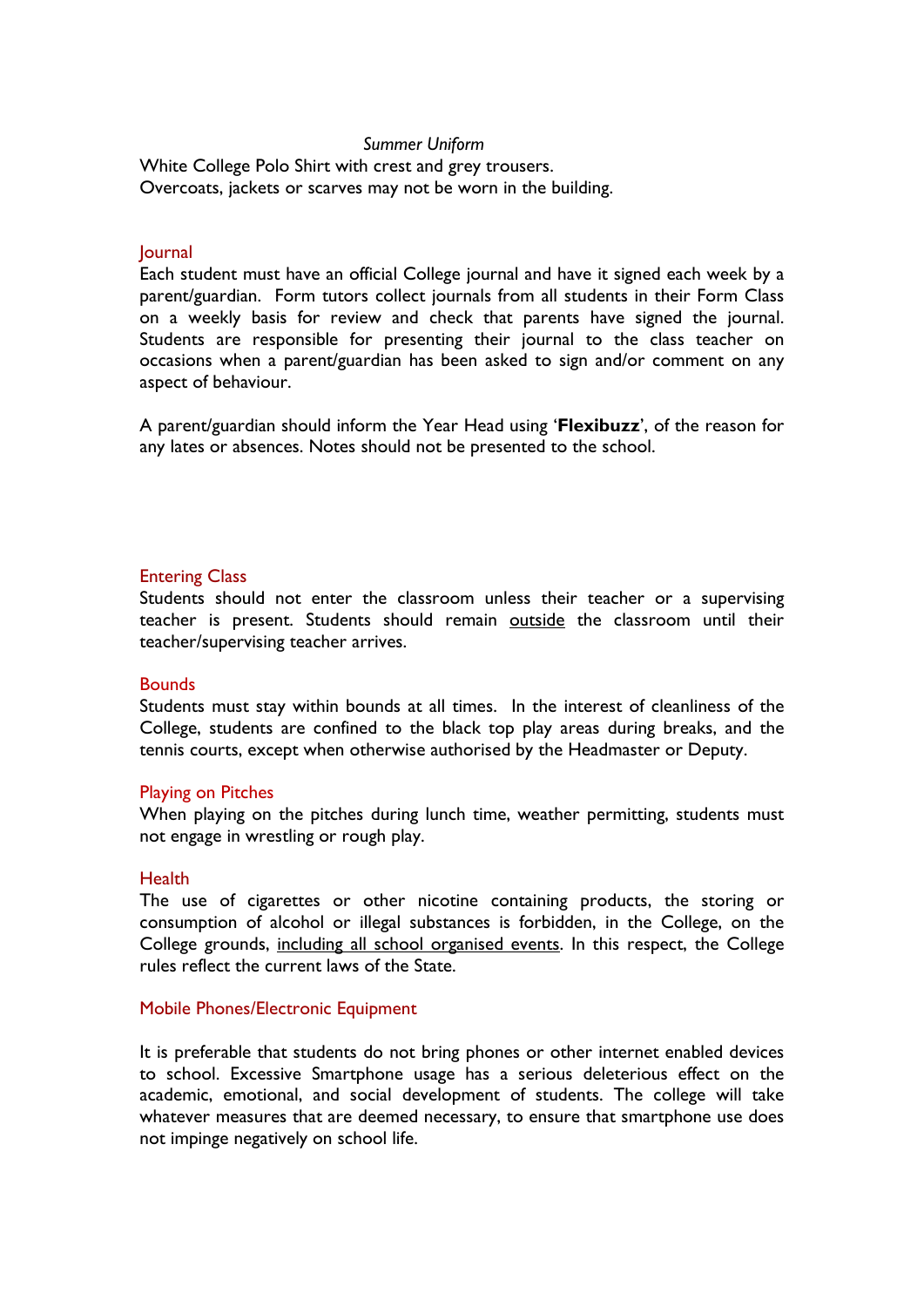*Summer Uniform*

White College Polo Shirt with crest and grey trousers.
Overcoats, jackets or scarves may not be worn in the building.

### Journal

Each student must have an official College journal and have it signed each week by a parent/guardian. Form tutors collect journals from all students in their Form Class on a weekly basis for review and check that parents have signed the journal. Students are responsible for presenting their journal to the class teacher on occasions when a parent/guardian has been asked to sign and/or comment on any aspect of behaviour.

A parent/guardian should inform the Year Head using '**Flexibuzz**', of the reason for any lates or absences. Notes should not be presented to the school.

### Entering Class

Students should not enter the classroom unless their teacher or a supervising teacher is present. Students should remain <u>outside</u> the classroom until their teacher/supervising teacher arrives.

### Bounds

Students must stay within bounds at all times. In the interest of cleanliness of the College, students are confined to the black top play areas during breaks, and the tennis courts, except when otherwise authorised by the Headmaster or Deputy.

### Playing on Pitches

When playing on the pitches during lunch time, weather permitting, students must not engage in wrestling or rough play.

### Health

The use of cigarettes or other nicotine containing products, the storing or consumption of alcohol or illegal substances is forbidden, in the College, on the College grounds, <u>including all school organised events</u>. In this respect, the College rules reflect the current laws of the State.

### Mobile Phones/Electronic Equipment

It is preferable that students do not bring phones or other internet enabled devices to school. Excessive Smartphone usage has a serious deleterious effect on the academic, emotional, and social development of students. The college will take whatever measures that are deemed necessary, to ensure that smartphone use does not impinge negatively on school life.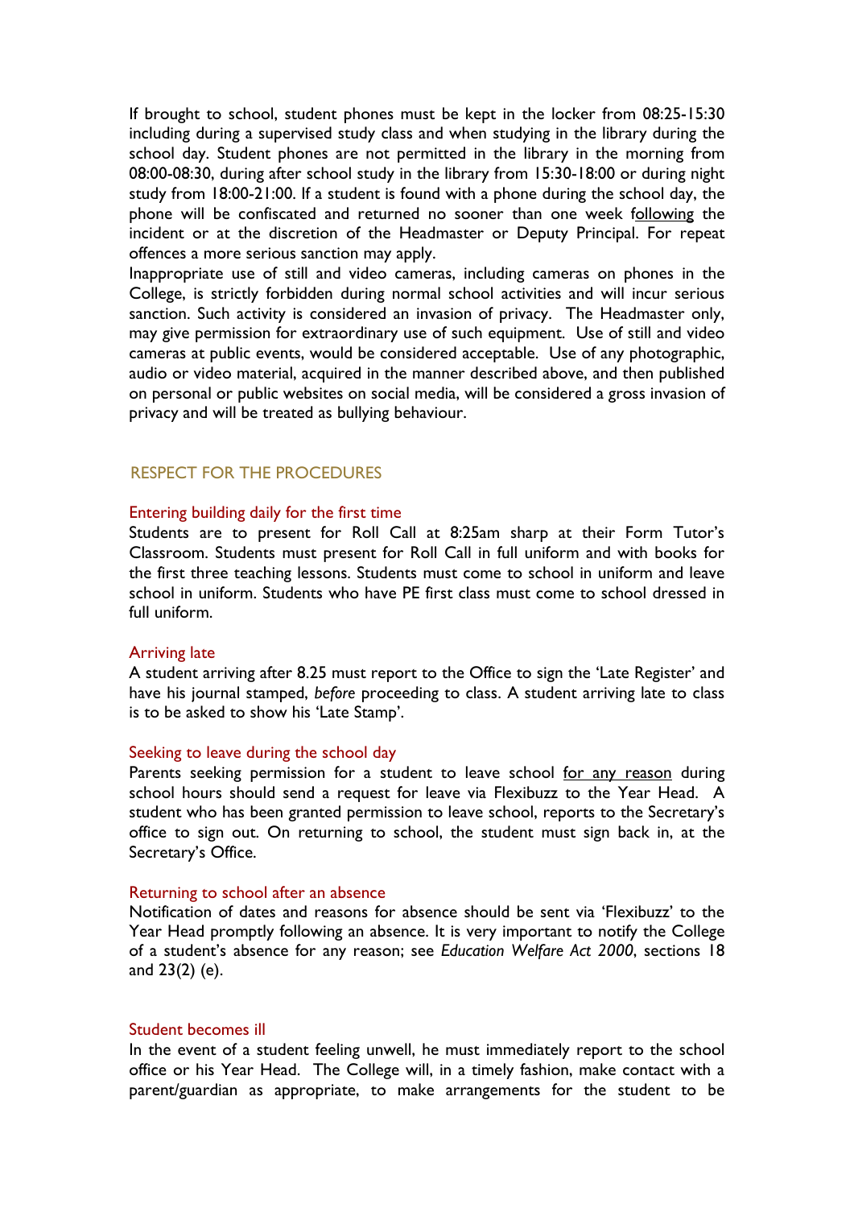If brought to school, student phones must be kept in the locker from 08:25-15:30 including during a supervised study class and when studying in the library during the school day. Student phones are not permitted in the library in the morning from 08:00-08:30, during after school study in the library from 15:30-18:00 or during night study from 18:00-21:00. If a student is found with a phone during the school day, the phone will be confiscated and returned no sooner than one week following the incident or at the discretion of the Headmaster or Deputy Principal. For repeat offences a more serious sanction may apply.

Inappropriate use of still and video cameras, including cameras on phones in the College, is strictly forbidden during normal school activities and will incur serious sanction. Such activity is considered an invasion of privacy. The Headmaster only, may give permission for extraordinary use of such equipment. Use of still and video cameras at public events, would be considered acceptable. Use of any photographic, audio or video material, acquired in the manner described above, and then published on personal or public websites on social media, will be considered a gross invasion of privacy and will be treated as bullying behaviour.

## RESPECT FOR THE PROCEDURES

### Entering building daily for the first time

Students are to present for Roll Call at 8:25am sharp at their Form Tutor's Classroom. Students must present for Roll Call in full uniform and with books for the first three teaching lessons. Students must come to school in uniform and leave school in uniform. Students who have PE first class must come to school dressed in full uniform.

### Arriving late

A student arriving after 8.25 must report to the Office to sign the 'Late Register' and have his journal stamped, *before* proceeding to class. A student arriving late to class is to be asked to show his 'Late Stamp'.

### Seeking to leave during the school day

Parents seeking permission for a student to leave school for any reason during school hours should send a request for leave via Flexibuzz to the Year Head. A student who has been granted permission to leave school, reports to the Secretary's office to sign out. On returning to school, the student must sign back in, at the Secretary's Office.

### Returning to school after an absence

Notification of dates and reasons for absence should be sent via 'Flexibuzz' to the Year Head promptly following an absence. It is very important to notify the College of a student's absence for any reason; see *Education Welfare Act 2000*, sections 18 and 23(2) (e).

### Student becomes ill

In the event of a student feeling unwell, he must immediately report to the school office or his Year Head. The College will, in a timely fashion, make contact with a parent/guardian as appropriate, to make arrangements for the student to be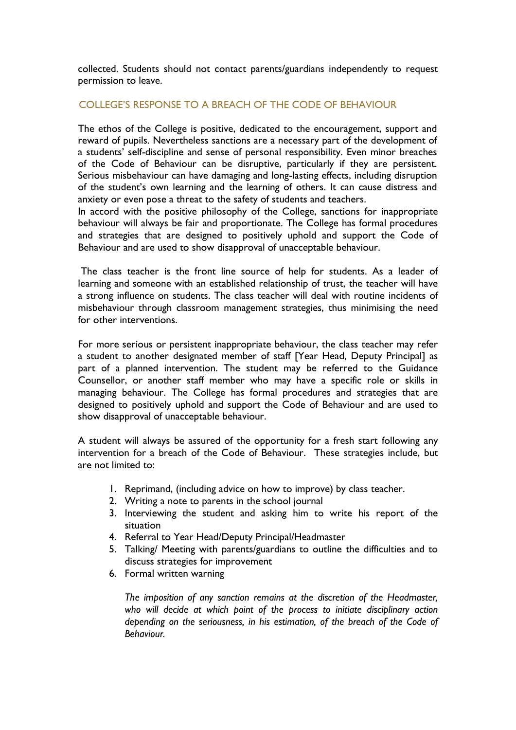collected. Students should not contact parents/guardians independently to request permission to leave.

## COLLEGE'S RESPONSE TO A BREACH OF THE CODE OF BEHAVIOUR

The ethos of the College is positive, dedicated to the encouragement, support and reward of pupils. Nevertheless sanctions are a necessary part of the development of a students' self-discipline and sense of personal responsibility. Even minor breaches of the Code of Behaviour can be disruptive, particularly if they are persistent. Serious misbehaviour can have damaging and long-lasting effects, including disruption of the student's own learning and the learning of others. It can cause distress and anxiety or even pose a threat to the safety of students and teachers.
In accord with the positive philosophy of the College, sanctions for inappropriate behaviour will always be fair and proportionate. The College has formal procedures and strategies that are designed to positively uphold and support the Code of Behaviour and are used to show disapproval of unacceptable behaviour.

The class teacher is the front line source of help for students. As a leader of learning and someone with an established relationship of trust, the teacher will have a strong influence on students. The class teacher will deal with routine incidents of misbehaviour through classroom management strategies, thus minimising the need for other interventions.

For more serious or persistent inappropriate behaviour, the class teacher may refer a student to another designated member of staff [Year Head, Deputy Principal] as part of a planned intervention. The student may be referred to the Guidance Counsellor, or another staff member who may have a specific role or skills in managing behaviour. The College has formal procedures and strategies that are designed to positively uphold and support the Code of Behaviour and are used to show disapproval of unacceptable behaviour.

A student will always be assured of the opportunity for a fresh start following any intervention for a breach of the Code of Behaviour. These strategies include, but are not limited to:

1. Reprimand, (including advice on how to improve) by class teacher.
2. Writing a note to parents in the school journal
3. Interviewing the student and asking him to write his report of the situation
4. Referral to Year Head/Deputy Principal/Headmaster
5. Talking/ Meeting with parents/guardians to outline the difficulties and to discuss strategies for improvement
6. Formal written warning

*The imposition of any sanction remains at the discretion of the Headmaster, who will decide at which point of the process to initiate disciplinary action depending on the seriousness, in his estimation, of the breach of the Code of Behaviour.*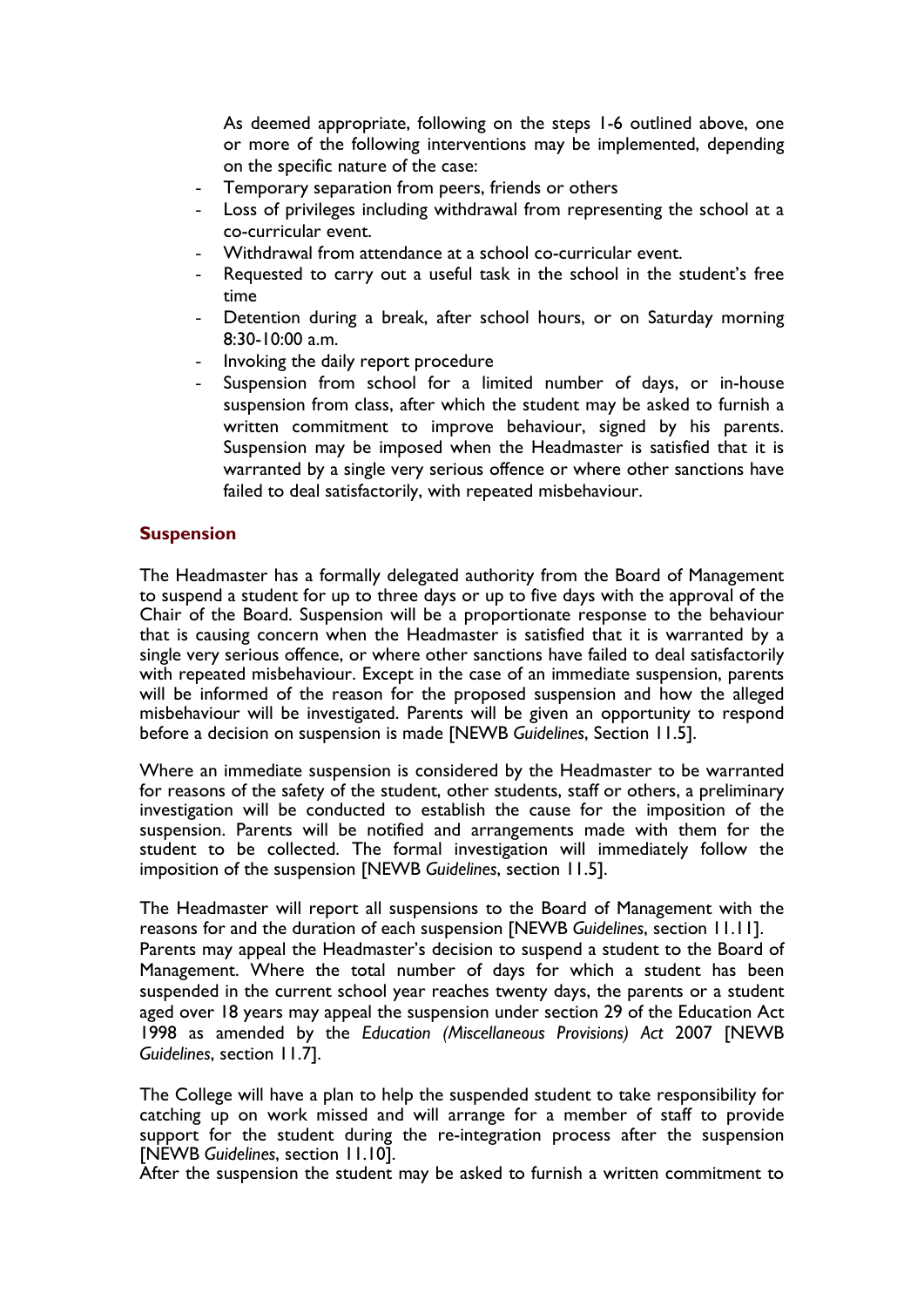As deemed appropriate, following on the steps 1-6 outlined above, one or more of the following interventions may be implemented, depending on the specific nature of the case:

- Temporary separation from peers, friends or others
- Loss of privileges including withdrawal from representing the school at a co-curricular event.
- Withdrawal from attendance at a school co-curricular event.
- Requested to carry out a useful task in the school in the student's free time
- Detention during a break, after school hours, or on Saturday morning 8:30-10:00 a.m.
- Invoking the daily report procedure
- Suspension from school for a limited number of days, or in-house suspension from class, after which the student may be asked to furnish a written commitment to improve behaviour, signed by his parents. Suspension may be imposed when the Headmaster is satisfied that it is warranted by a single very serious offence or where other sanctions have failed to deal satisfactorily, with repeated misbehaviour.

## Suspension

The Headmaster has a formally delegated authority from the Board of Management to suspend a student for up to three days or up to five days with the approval of the Chair of the Board. Suspension will be a proportionate response to the behaviour that is causing concern when the Headmaster is satisfied that it is warranted by a single very serious offence, or where other sanctions have failed to deal satisfactorily with repeated misbehaviour. Except in the case of an immediate suspension, parents will be informed of the reason for the proposed suspension and how the alleged misbehaviour will be investigated. Parents will be given an opportunity to respond before a decision on suspension is made [NEWB *Guidelines*, Section 11.5].

Where an immediate suspension is considered by the Headmaster to be warranted for reasons of the safety of the student, other students, staff or others, a preliminary investigation will be conducted to establish the cause for the imposition of the suspension. Parents will be notified and arrangements made with them for the student to be collected. The formal investigation will immediately follow the imposition of the suspension [NEWB *Guidelines*, section 11.5].

The Headmaster will report all suspensions to the Board of Management with the reasons for and the duration of each suspension [NEWB *Guidelines*, section 11.11].
Parents may appeal the Headmaster's decision to suspend a student to the Board of Management. Where the total number of days for which a student has been suspended in the current school year reaches twenty days, the parents or a student aged over 18 years may appeal the suspension under section 29 of the Education Act 1998 as amended by the *Education (Miscellaneous Provisions) Act* 2007 [NEWB *Guidelines*, section 11.7].

The College will have a plan to help the suspended student to take responsibility for catching up on work missed and will arrange for a member of staff to provide support for the student during the re-integration process after the suspension [NEWB *Guidelines*, section 11.10].
After the suspension the student may be asked to furnish a written commitment to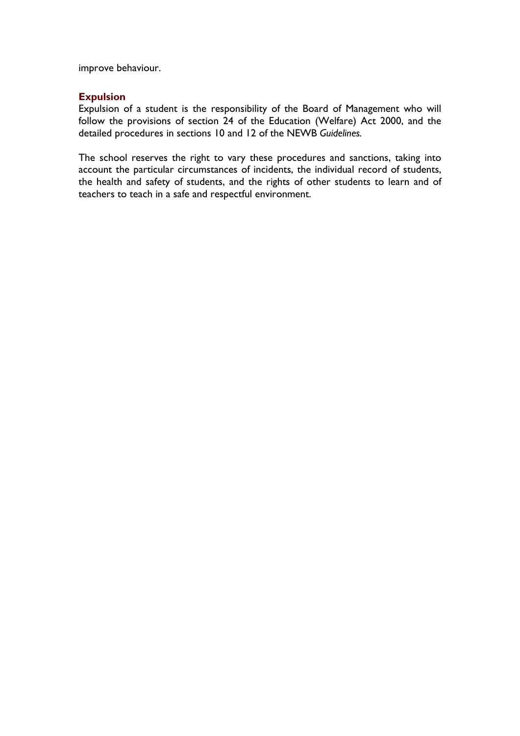improve behaviour.

## Expulsion

Expulsion of a student is the responsibility of the Board of Management who will follow the provisions of section 24 of the Education (Welfare) Act 2000, and the detailed procedures in sections 10 and 12 of the NEWB *Guidelines.*

The school reserves the right to vary these procedures and sanctions, taking into account the particular circumstances of incidents, the individual record of students, the health and safety of students, and the rights of other students to learn and of teachers to teach in a safe and respectful environment.